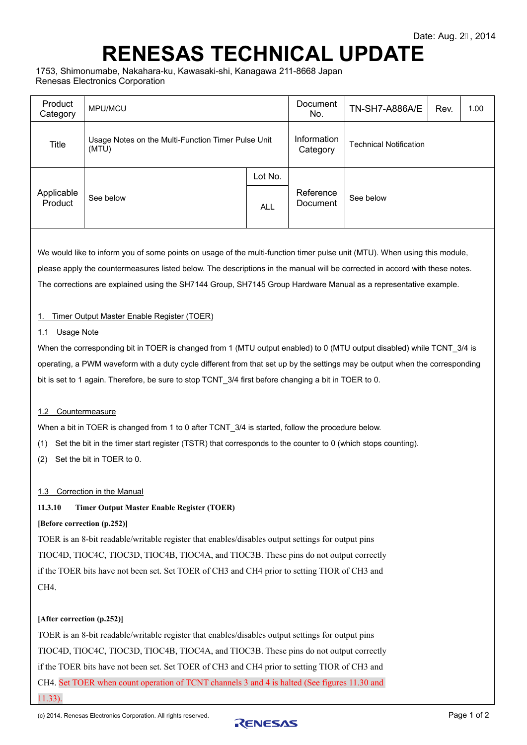Date: Aug. 2​, 2014

# RENESAS TECHNICAL UPDATE

1753, Shimonumabe, Nakahara-ku, Kawasaki-shi, Kanagawa 211-8668 Japan
Renesas Electronics Corporation

| Product Category | MPU/MCU | | Document No. | TN-SH7-A886A/E | Rev. | 1.00 |
|---|---|---|---|---|---|---|
| Title | Usage Notes on the Multi-Function Timer Pulse Unit (MTU) | | Information Category | Technical Notification | | |
| Applicable Product | See below | Lot No. ALL | Reference Document | See below | | |

We would like to inform you of some points on usage of the multi-function timer pulse unit (MTU). When using this module, please apply the countermeasures listed below. The descriptions in the manual will be corrected in accord with these notes. The corrections are explained using the SH7144 Group, SH7145 Group Hardware Manual as a representative example.

## 1. Timer Output Master Enable Register (TOER)

### 1.1 Usage Note

When the corresponding bit in TOER is changed from 1 (MTU output enabled) to 0 (MTU output disabled) while TCNT_3/4 is operating, a PWM waveform with a duty cycle different from that set up by the settings may be output when the corresponding bit is set to 1 again. Therefore, be sure to stop TCNT_3/4 first before changing a bit in TOER to 0.

### 1.2 Countermeasure

When a bit in TOER is changed from 1 to 0 after TCNT_3/4 is started, follow the procedure below.

(1) Set the bit in the timer start register (TSTR) that corresponds to the counter to 0 (which stops counting).

(2) Set the bit in TOER to 0.

### 1.3 Correction in the Manual

**11.3.10 Timer Output Master Enable Register (TOER)**

**[Before correction (p.252)]**

TOER is an 8-bit readable/writable register that enables/disables output settings for output pins TIOC4D, TIOC4C, TIOC3D, TIOC4B, TIOC4A, and TIOC3B. These pins do not output correctly if the TOER bits have not been set. Set TOER of CH3 and CH4 prior to setting TIOR of CH3 and CH4.

**[After correction (p.252)]**

TOER is an 8-bit readable/writable register that enables/disables output settings for output pins TIOC4D, TIOC4C, TIOC3D, TIOC4B, TIOC4A, and TIOC3B. These pins do not output correctly if the TOER bits have not been set. Set TOER of CH3 and CH4 prior to setting TIOR of CH3 and CH4. Set TOER when count operation of TCNT channels 3 and 4 is halted (See figures 11.30 and 11.33).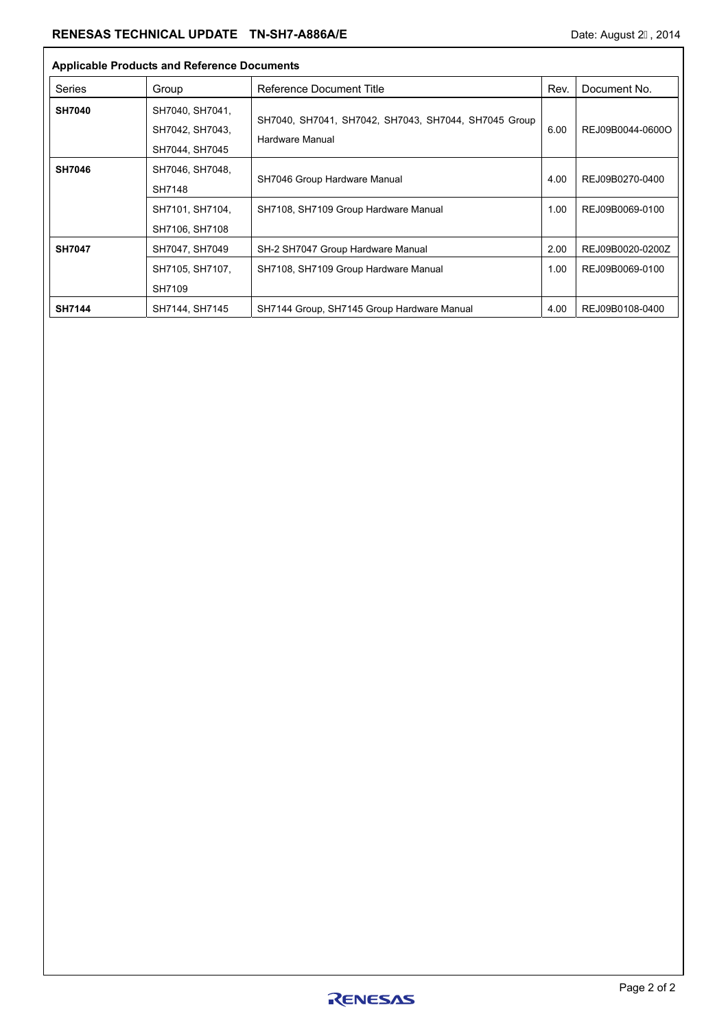### Applicable Products and Reference Documents

| Series | Group | Reference Document Title | Rev. | Document No. |
|---|---|---|---|---|
| **SH7040** | SH7040, SH7041, SH7042, SH7043, SH7044, SH7045 | SH7040, SH7041, SH7042, SH7043, SH7044, SH7045 Group Hardware Manual | 6.00 | REJ09B0044-0600O |
| **SH7046** | SH7046, SH7048, SH7148 | SH7046 Group Hardware Manual | 4.00 | REJ09B0270-0400 |
| | SH7101, SH7104, SH7106, SH7108 | SH7108, SH7109 Group Hardware Manual | 1.00 | REJ09B0069-0100 |
| **SH7047** | SH7047, SH7049 | SH-2 SH7047 Group Hardware Manual | 2.00 | REJ09B0020-0200Z |
| | SH7105, SH7107, SH7109 | SH7108, SH7109 Group Hardware Manual | 1.00 | REJ09B0069-0100 |
| **SH7144** | SH7144, SH7145 | SH7144 Group, SH7145 Group Hardware Manual | 4.00 | REJ09B0108-0400 |